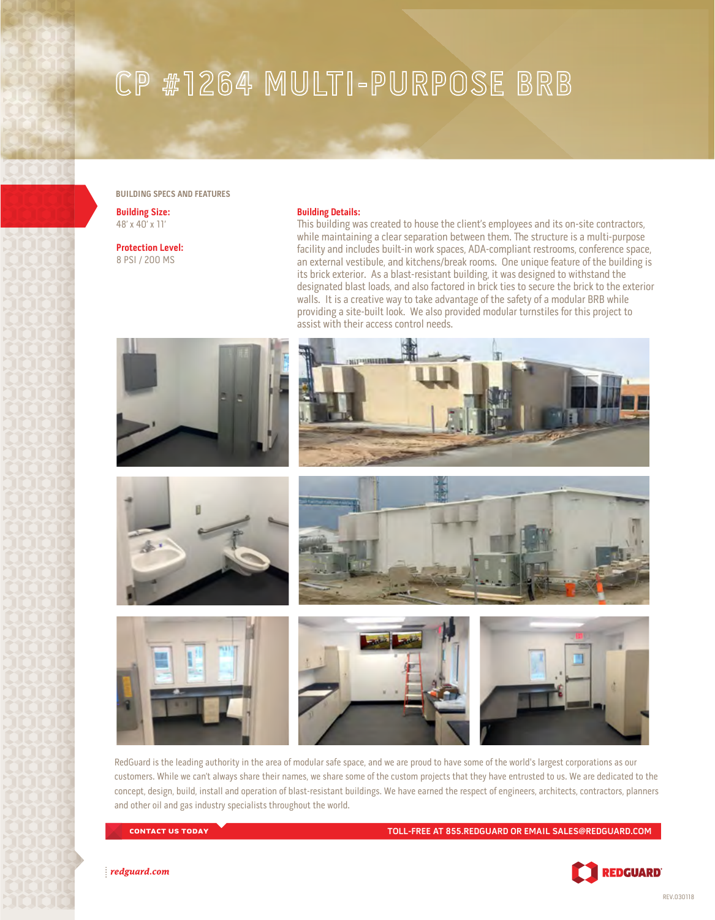# CP #1264 MULTI-PURPOSE BRB

BUILDING SPECS AND FEATURES

**Building Size:**
48' x 40' x 11'

**Protection Level:**
8 PSI / 200 MS

**Building Details:**
This building was created to house the client's employees and its on-site contractors, while maintaining a clear separation between them. The structure is a multi-purpose facility and includes built-in work spaces, ADA-compliant restrooms, conference space, an external vestibule, and kitchens/break rooms. One unique feature of the building is its brick exterior. As a blast-resistant building, it was designed to withstand the designated blast loads, and also factored in brick ties to secure the brick to the exterior walls. It is a creative way to take advantage of the safety of a modular BRB while providing a site-built look. We also provided modular turnstiles for this project to assist with their access control needs.

RedGuard is the leading authority in the area of modular safe space, and we are proud to have some of the world's largest corporations as our customers. While we can't always share their names, we share some of the custom projects that they have entrusted to us. We are dedicated to the concept, design, build, install and operation of blast-resistant buildings. We have earned the respect of engineers, architects, contractors, planners and other oil and gas industry specialists throughout the world.

**CONTACT US TODAY** TOLL-FREE AT 855.REDGUARD OR EMAIL SALES@REDGUARD.COM

*redguard.com*

REDGUARD

REV.030118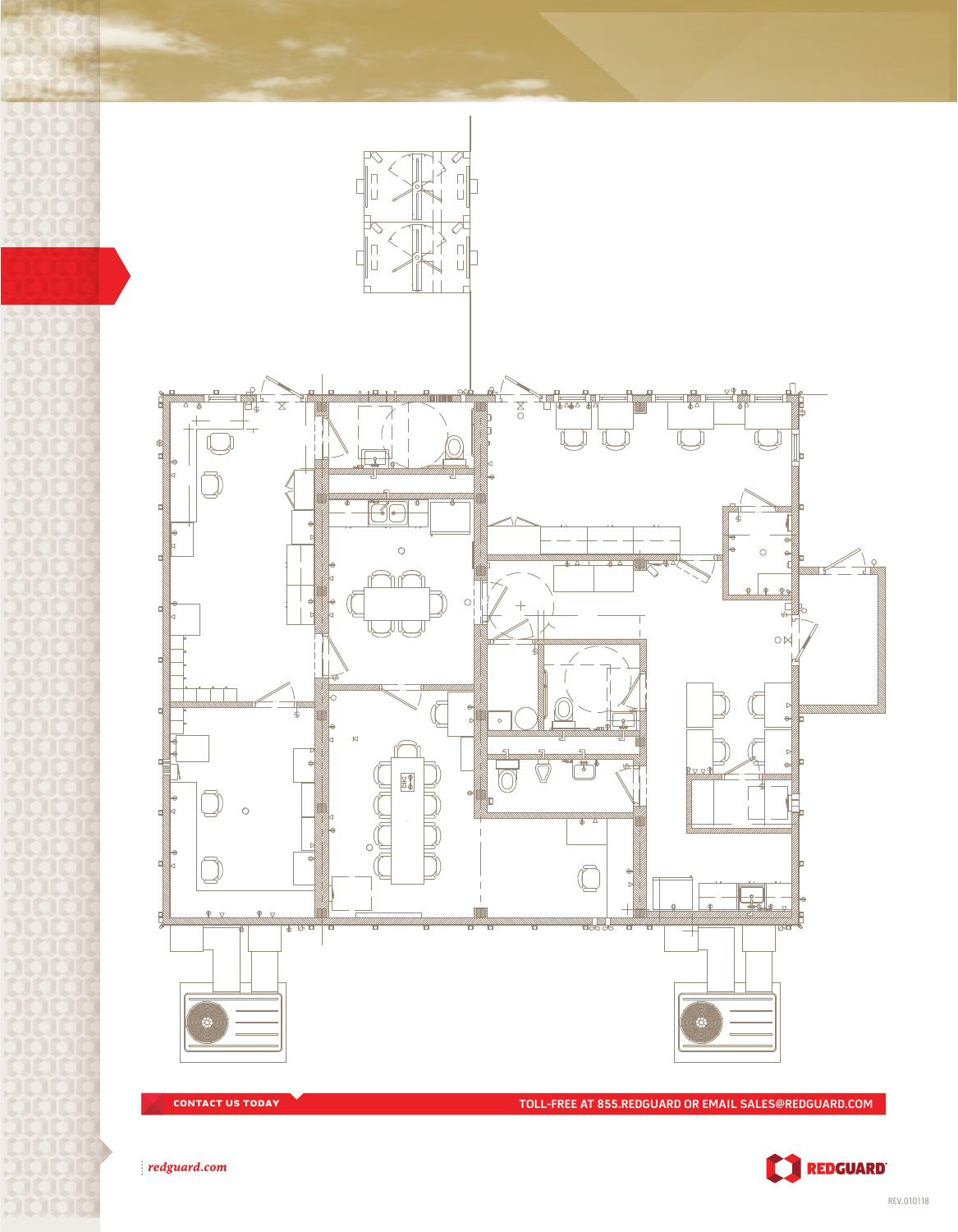CONTACT US TODAY

TOLL-FREE AT 855.REDGUARD OR EMAIL SALES@REDGUARD.COM

*redguard.com*

REDGUARD

REV.010118